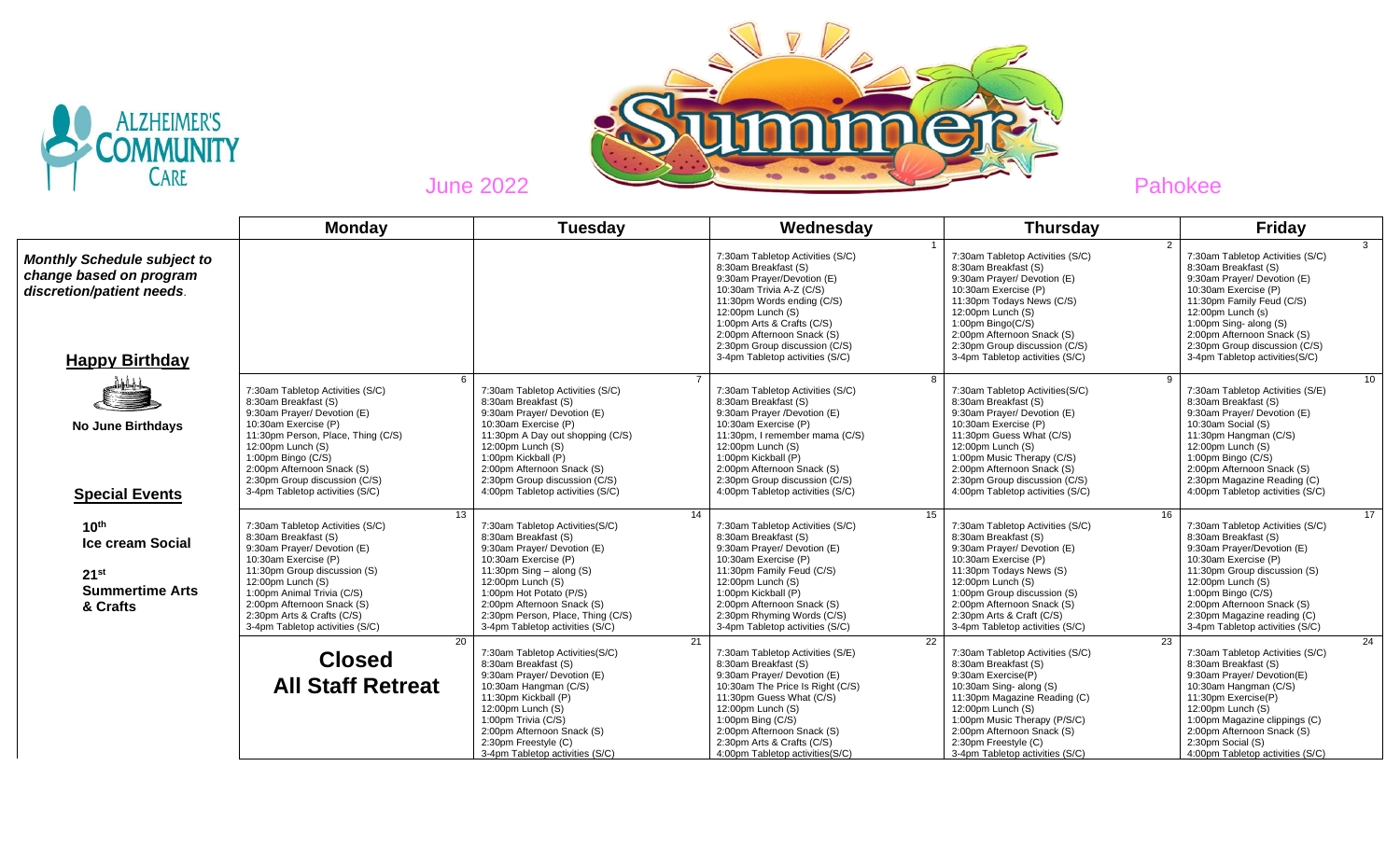ALZHEIMER'S COMMUNITY CARE

# Summer

June 2022

Pahokee

| | Monday | Tuesday | Wednesday | Thursday | Friday |
|---|---|---|---|---|---|
| ***Monthly Schedule subject to change based on program discretion/patient needs.*** | | | 1<br>7:30am Tabletop Activities (S/C)<br>8:30am Breakfast (S)<br>9:30am Prayer/Devotion (E)<br>10:30am Trivia A-Z (C/S)<br>11:30pm Words ending (C/S)<br>12:00pm Lunch (S)<br>1:00pm Arts & Crafts (C/S)<br>2:00pm Afternoon Snack (S)<br>2:30pm Group discussion (C/S)<br>3-4pm Tabletop activities (S/C) | 2<br>7:30am Tabletop Activities (S/C)<br>8:30am Breakfast (S)<br>9:30am Prayer/ Devotion (E)<br>10:30am Exercise (P)<br>11:30pm Todays News (C/S)<br>12:00pm Lunch (S)<br>1:00pm Bingo(C/S)<br>2:00pm Afternoon Snack (S)<br>2:30pm Group discussion (C/S)<br>3-4pm Tabletop activities (S/C) | 3<br>7:30am Tabletop Activities (S/C)<br>8:30am Breakfast (S)<br>9:30am Prayer/ Devotion (E)<br>10:30am Exercise (P)<br>11:30pm Family Feud (C/S)<br>12:00pm Lunch (s)<br>1:00pm Sing- along (S)<br>2:00pm Afternoon Snack (S)<br>2:30pm Group discussion (C/S)<br>3-4pm Tabletop activities(S/C) |
| **Happy Birthday**<br><br>**No June Birthdays** | 6<br>7:30am Tabletop Activities (S/C)<br>8:30am Breakfast (S)<br>9:30am Prayer/ Devotion (E)<br>10:30am Exercise (P)<br>11:30pm Person, Place, Thing (C/S)<br>12:00pm Lunch (S)<br>1:00pm Bingo (C/S)<br>2:00pm Afternoon Snack (S)<br>2:30pm Group discussion (C/S)<br>3-4pm Tabletop activities (S/C) | 7<br>7:30am Tabletop Activities (S/C)<br>8:30am Breakfast (S)<br>9:30am Prayer/ Devotion (E)<br>10:30am Exercise (P)<br>11:30pm A Day out shopping (C/S)<br>12:00pm Lunch (S)<br>1:00pm Kickball (P)<br>2:00pm Afternoon Snack (S)<br>2:30pm Group discussion (C/S)<br>4:00pm Tabletop activities (S/C) | 8<br>7:30am Tabletop Activities (S/C)<br>8:30am Breakfast (S)<br>9:30am Prayer /Devotion (E)<br>10:30am Exercise (P)<br>11:30pm, I remember mama (C/S)<br>12:00pm Lunch (S)<br>1:00pm Kickball (P)<br>2:00pm Afternoon Snack (S)<br>2:30pm Group discussion (C/S)<br>4:00pm Tabletop activities (S/C) | 9<br>7:30am Tabletop Activities(S/C)<br>8:30am Breakfast (S)<br>9:30am Prayer/ Devotion (E)<br>10:30am Exercise (P)<br>11:30pm Guess What (C/S)<br>12:00pm Lunch (S)<br>1:00pm Music Therapy (C/S)<br>2:00pm Afternoon Snack (S)<br>2:30pm Group discussion (C/S)<br>4:00pm Tabletop activities (S/C) | 10<br>7:30am Tabletop Activities (S/E)<br>8:30am Breakfast (S)<br>9:30am Prayer/ Devotion (E)<br>10:30am Social (S)<br>11:30pm Hangman (C/S)<br>12:00pm Lunch (S)<br>1:00pm Bingo (C/S)<br>2:00pm Afternoon Snack (S)<br>2:30pm Magazine Reading (C)<br>4:00pm Tabletop activities (S/C) |
| **Special Events**<br><br>**10th Ice cream Social**<br><br>**21st Summertime Arts & Crafts** | 13<br>7:30am Tabletop Activities (S/C)<br>8:30am Breakfast (S)<br>9:30am Prayer/ Devotion (E)<br>10:30am Exercise (P)<br>11:30pm Group discussion (S)<br>12:00pm Lunch (S)<br>1:00pm Animal Trivia (C/S)<br>2:00pm Afternoon Snack (S)<br>2:30pm Arts & Crafts (C/S)<br>3-4pm Tabletop activities (S/C) | 14<br>7:30am Tabletop Activities(S/C)<br>8:30am Breakfast (S)<br>9:30am Prayer/ Devotion (E)<br>10:30am Exercise (P)<br>11:30pm Sing – along (S)<br>12:00pm Lunch (S)<br>1:00pm Hot Potato (P/S)<br>2:00pm Afternoon Snack (S)<br>2:30pm Person, Place, Thing (C/S)<br>3-4pm Tabletop activities (S/C) | 15<br>7:30am Tabletop Activities (S/C)<br>8:30am Breakfast (S)<br>9:30am Prayer/ Devotion (E)<br>10:30am Exercise (P)<br>11:30pm Family Feud (C/S)<br>12:00pm Lunch (S)<br>1:00pm Kickball (P)<br>2:00pm Afternoon Snack (S)<br>2:30pm Rhyming Words (C/S)<br>3-4pm Tabletop activities (S/C) | 16<br>7:30am Tabletop Activities (S/C)<br>8:30am Breakfast (S)<br>9:30am Prayer/ Devotion (E)<br>10:30am Exercise (P)<br>11:30pm Todays News (C/S)<br>12:00pm Lunch (S)<br>1:00pm Group discussion (S)<br>2:00pm Afternoon Snack (S)<br>2:30pm Arts & Craft (C/S)<br>3-4pm Tabletop activities (S/C) | 17<br>7:30am Tabletop Activities (S/C)<br>8:30am Breakfast (S)<br>9:30am Prayer/ Devotion (E)<br>10:30am Exercise (P)<br>11:30pm Group discussion (S)<br>12:00pm Lunch (S)<br>1:00pm Bingo (C/S)<br>2:00pm Afternoon Snack (S)<br>2:30pm Magazine reading (C)<br>3-4pm Tabletop activities (S/C) |
| | 20<br>**Closed**<br>**All Staff Retreat** | 21<br>7:30am Tabletop Activities(S/C)<br>8:30am Breakfast (S)<br>9:30am Prayer/ Devotion (E)<br>10:30am Hangman (C/S)<br>11:30pm Kickball (P)<br>12:00pm Lunch (S)<br>1:00pm Trivia (C/S)<br>2:00pm Afternoon Snack (S)<br>2:30pm Freestyle (C)<br>3-4pm Tabletop activities (S/C) | 22<br>7:30am Tabletop Activities (S/E)<br>8:30am Breakfast (S)<br>9:30am Prayer/ Devotion (E)<br>10:30am The Price Is Right (C/S)<br>11:30pm Guess What (C/S)<br>12:00pm Lunch (S)<br>1:00pm Bing (C/S)<br>2:00pm Afternoon Snack (S)<br>2:30pm Arts & Crafts (C/S)<br>4:00pm Tabletop activities(S/C) | 23<br>7:30am Tabletop Activities (S/C)<br>8:30am Breakfast (S)<br>9:30am Exercise(P)<br>10:30am Sing- along (S)<br>11:30pm Magazine Reading (C)<br>12:00pm Lunch (S)<br>1:00pm Music Therapy (P/S/C)<br>2:00pm Afternoon Snack (S)<br>2:30pm Freestyle (C)<br>3-4pm Tabletop activities (S/C) | 24<br>7:30am Tabletop Activities (S/C)<br>8:30am Breakfast (S)<br>9:30am Prayer/ Devotion(E)<br>10:30am Hangman (C/S)<br>11:30pm Exercise(P)<br>12:00pm Lunch (S)<br>1:00pm Magazine clippings (C)<br>2:00pm Afternoon Snack (S)<br>2:30pm Social (S)<br>4:00pm Tabletop activities (S/C) |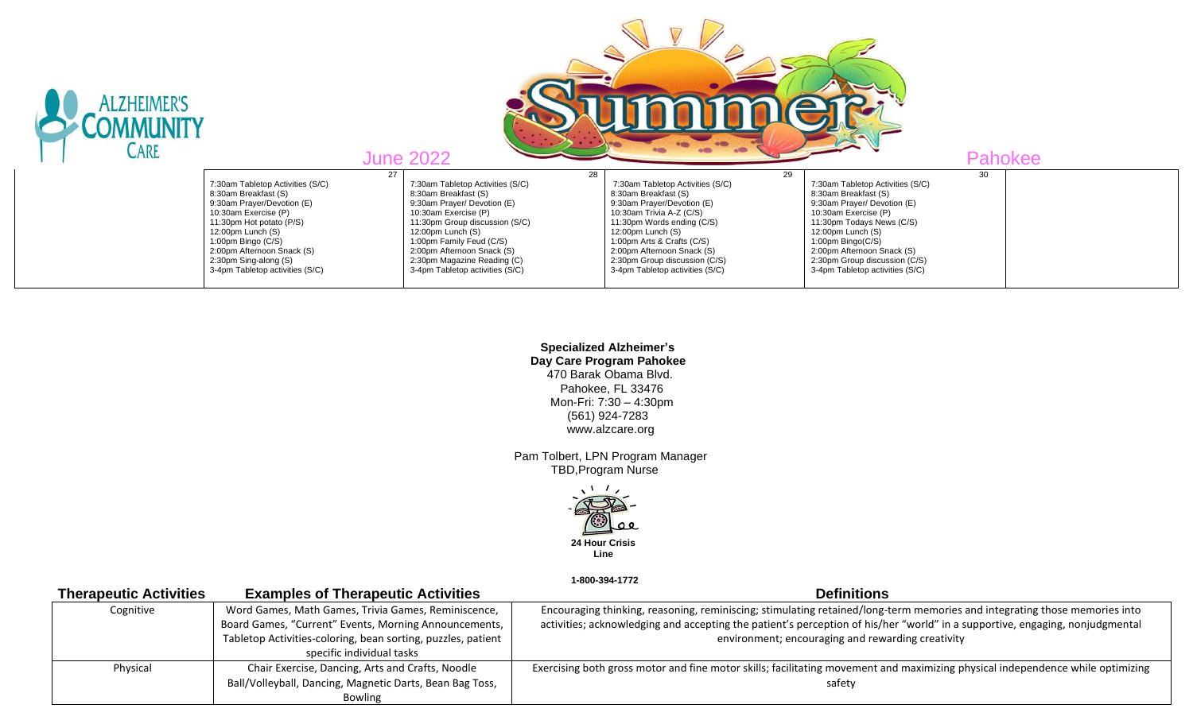ALZHEIMER'S COMMUNITY CARE

June 2022 — Summer — Pahokee

| | 27 | 28 | 29 | 30 | |
|---|---|---|---|---|---|
| | 7:30am Tabletop Activities (S/C)<br>8:30am Breakfast (S)<br>9:30am Prayer/Devotion (E)<br>10:30am Exercise (P)<br>11:30pm Hot potato (P/S)<br>12:00pm Lunch (S)<br>1:00pm Bingo (C/S)<br>2:00pm Afternoon Snack (S)<br>2:30pm Sing-along (S)<br>3-4pm Tabletop activities (S/C) | 7:30am Tabletop Activities (S/C)<br>8:30am Breakfast (S)<br>9:30am Prayer/ Devotion (E)<br>10:30am Exercise (P)<br>11:30pm Group discussion (S/C)<br>12:00pm Lunch (S)<br>1:00pm Family Feud (C/S)<br>2:00pm Afternoon Snack (S)<br>2:30pm Magazine Reading (C)<br>3-4pm Tabletop activities (S/C) | 7:30am Tabletop Activities (S/C)<br>8:30am Breakfast (S)<br>9:30am Prayer/Devotion (E)<br>10:30am Trivia A-Z (C/S)<br>11:30pm Words ending (C/S)<br>12:00pm Lunch (S)<br>1:00pm Arts & Crafts (C/S)<br>2:00pm Afternoon Snack (S)<br>2:30pm Group discussion (C/S)<br>3-4pm Tabletop activities (S/C) | 7:30am Tabletop Activities (S/C)<br>8:30am Breakfast (S)<br>9:30am Prayer/ Devotion (E)<br>10:30am Exercise (P)<br>11:30pm Todays News (C/S)<br>12:00pm Lunch (S)<br>1:00pm Bingo(C/S)<br>2:00pm Afternoon Snack (S)<br>2:30pm Group discussion (C/S)<br>3-4pm Tabletop activities (S/C) | |

**Specialized Alzheimer's Day Care Program Pahokee**
470 Barak Obama Blvd.
Pahokee, FL 33476
Mon-Fri: 7:30 – 4:30pm
(561) 924-7283
www.alzcare.org

Pam Tolbert, LPN Program Manager
TBD,Program Nurse

**24 Hour Crisis Line**

**1-800-394-1772**

| Therapeutic Activities | Examples of Therapeutic Activities | Definitions |
|---|---|---|
| Cognitive | Word Games, Math Games, Trivia Games, Reminiscence, Board Games, "Current" Events, Morning Announcements, Tabletop Activities-coloring, bean sorting, puzzles, patient specific individual tasks | Encouraging thinking, reasoning, reminiscing; stimulating retained/long-term memories and integrating those memories into activities; acknowledging and accepting the patient's perception of his/her "world" in a supportive, engaging, nonjudgmental environment; encouraging and rewarding creativity |
| Physical | Chair Exercise, Dancing, Arts and Crafts, Noodle Ball/Volleyball, Dancing, Magnetic Darts, Bean Bag Toss, Bowling | Exercising both gross motor and fine motor skills; facilitating movement and maximizing physical independence while optimizing safety |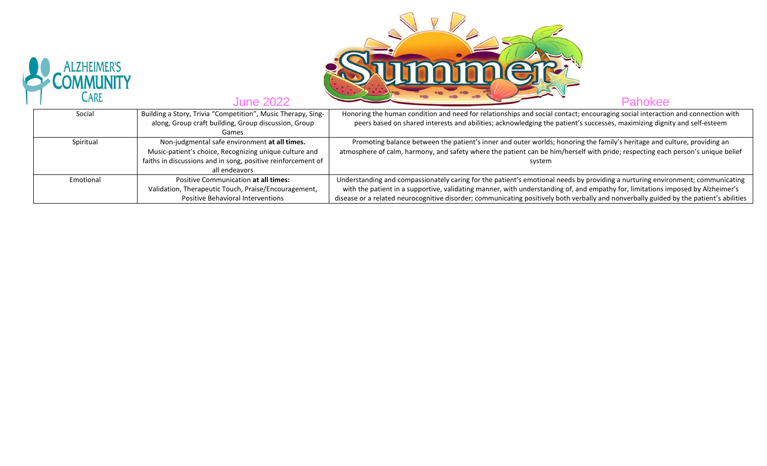June 2022

Pahokee

| | | |
|---|---|---|
| Social | Building a Story, Trivia "Competition", Music Therapy, Sing-along, Group craft building, Group discussion, Group Games | Honoring the human condition and need for relationships and social contact; encouraging social interaction and connection with peers based on shared interests and abilities; acknowledging the patient's successes, maximizing dignity and self-esteem |
| Spiritual | Non-judgmental safe environment **at all times.** Music-patient's choice, Recognizing unique culture and faiths in discussions and in song, positive reinforcement of all endeavors | Promoting balance between the patient's inner and outer worlds; honoring the family's heritage and culture, providing an atmosphere of calm, harmony, and safety where the patient can be him/herself with pride; respecting each person's unique belief system |
| Emotional | Positive Communication **at all times:** Validation, Therapeutic Touch, Praise/Encouragement, Positive Behavioral Interventions | Understanding and compassionately caring for the patient's emotional needs by providing a nurturing environment; communicating with the patient in a supportive, validating manner, with understanding of, and empathy for, limitations imposed by Alzheimer's disease or a related neurocognitive disorder; communicating positively both verbally and nonverbally guided by the patient's abilities |